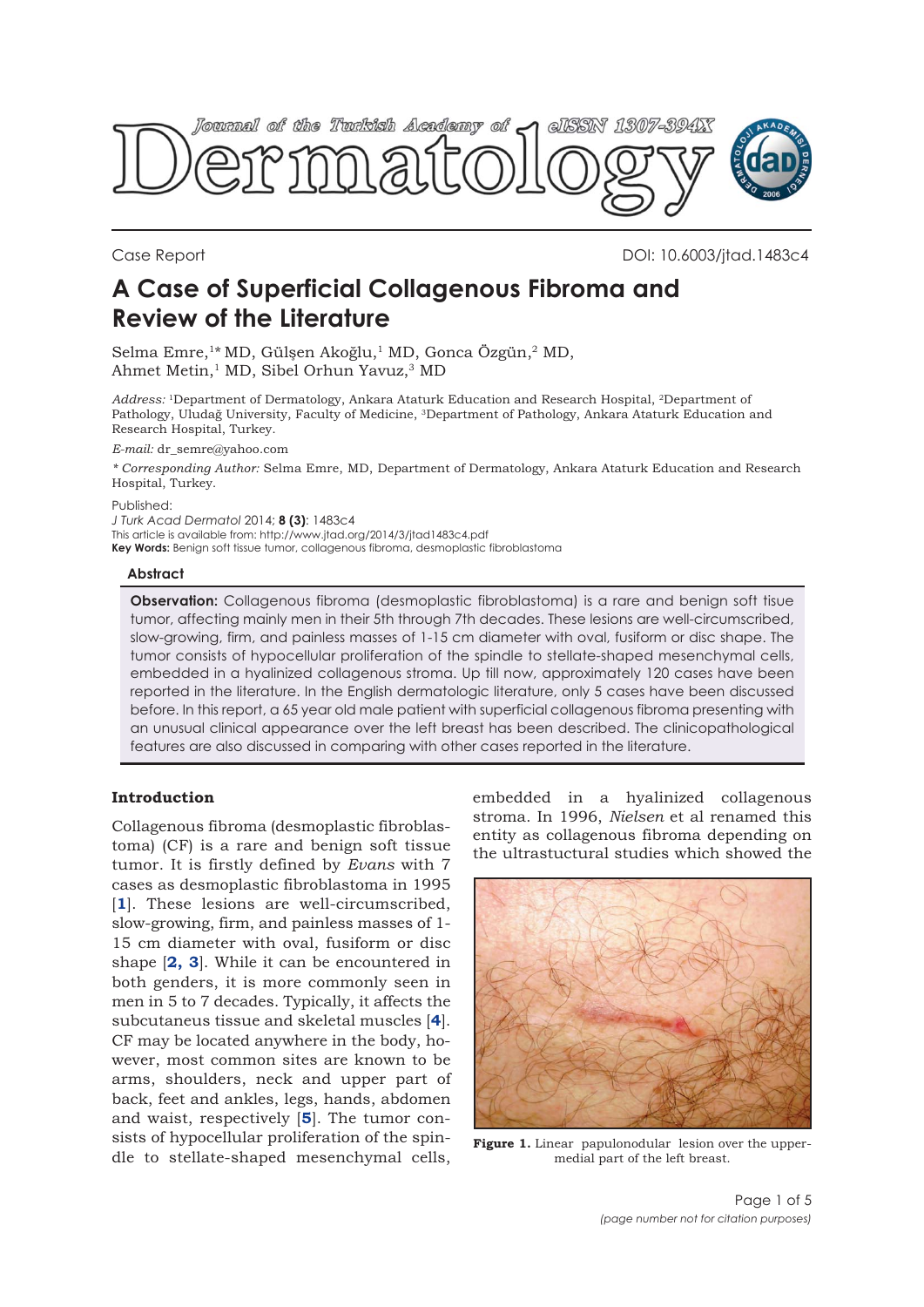Case Report

DOI: 10.6003/jtad.1483c4

# A Case of Superficial Collagenous Fibroma and Review of the Literature

Selma Emre,[1]* MD, Gülşen Akoğlu,[1] MD, Gonca Özgün,[2] MD, Ahmet Metin,[1] MD, Sibel Orhun Yavuz,[3] MD

*Address:* [1]Department of Dermatology, Ankara Ataturk Education and Research Hospital, [2]Department of Pathology, Uludağ University, Faculty of Medicine, [3]Department of Pathology, Ankara Ataturk Education and Research Hospital, Turkey.

*E-mail:* dr_semre@yahoo.com

* *Corresponding Author:* Selma Emre, MD, Department of Dermatology, Ankara Ataturk Education and Research Hospital, Turkey.

Published:
*J Turk Acad Dermatol* 2014; **8 (3)**: 1483c4
This article is available from: http://www.jtad.org/2014/3/jtad1483c4.pdf
**Key Words:** Benign soft tissue tumor, collagenous fibroma, desmoplastic fibroblastoma

## Abstract

**Observation:** Collagenous fibroma (desmoplastic fibroblastoma) is a rare and benign soft tissue tumor, affecting mainly men in their 5th through 7th decades. These lesions are well-circumscribed, slow-growing, firm, and painless masses of 1-15 cm diameter with oval, fusiform or disc shape. The tumor consists of hypocellular proliferation of the spindle to stellate-shaped mesenchymal cells, embedded in a hyalinized collagenous stroma. Up till now, approximately 120 cases have been reported in the literature. In the English dermatologic literature, only 5 cases have been discussed before. In this report, a 65 year old male patient with superficial collagenous fibroma presenting with an unusual clinical appearance over the left breast has been described. The clinicopathological features are also discussed in comparing with other cases reported in the literature.

## Introduction

Collagenous fibroma (desmoplastic fibroblastoma) (CF) is a rare and benign soft tissue tumor. It is firstly defined by *Evans* with 7 cases as desmoplastic fibroblastoma in 1995 [**1**]. These lesions are well-circumscribed, slow-growing, firm, and painless masses of 1-15 cm diameter with oval, fusiform or disc shape [**2, 3**]. While it can be encountered in both genders, it is more commonly seen in men in 5 to 7 decades. Typically, it affects the subcutaneus tissue and skeletal muscles [**4**]. CF may be located anywhere in the body, however, most common sites are known to be arms, shoulders, neck and upper part of back, feet and ankles, legs, hands, abdomen and waist, respectively [**5**]. The tumor consists of hypocellular proliferation of the spindle to stellate-shaped mesenchymal cells, embedded in a hyalinized collagenous stroma. In 1996, *Nielsen* et al renamed this entity as collagenous fibroma depending on the ultrastuctural studies which showed the

**Figure 1.** Linear papulonodular lesion over the upper-medial part of the left breast.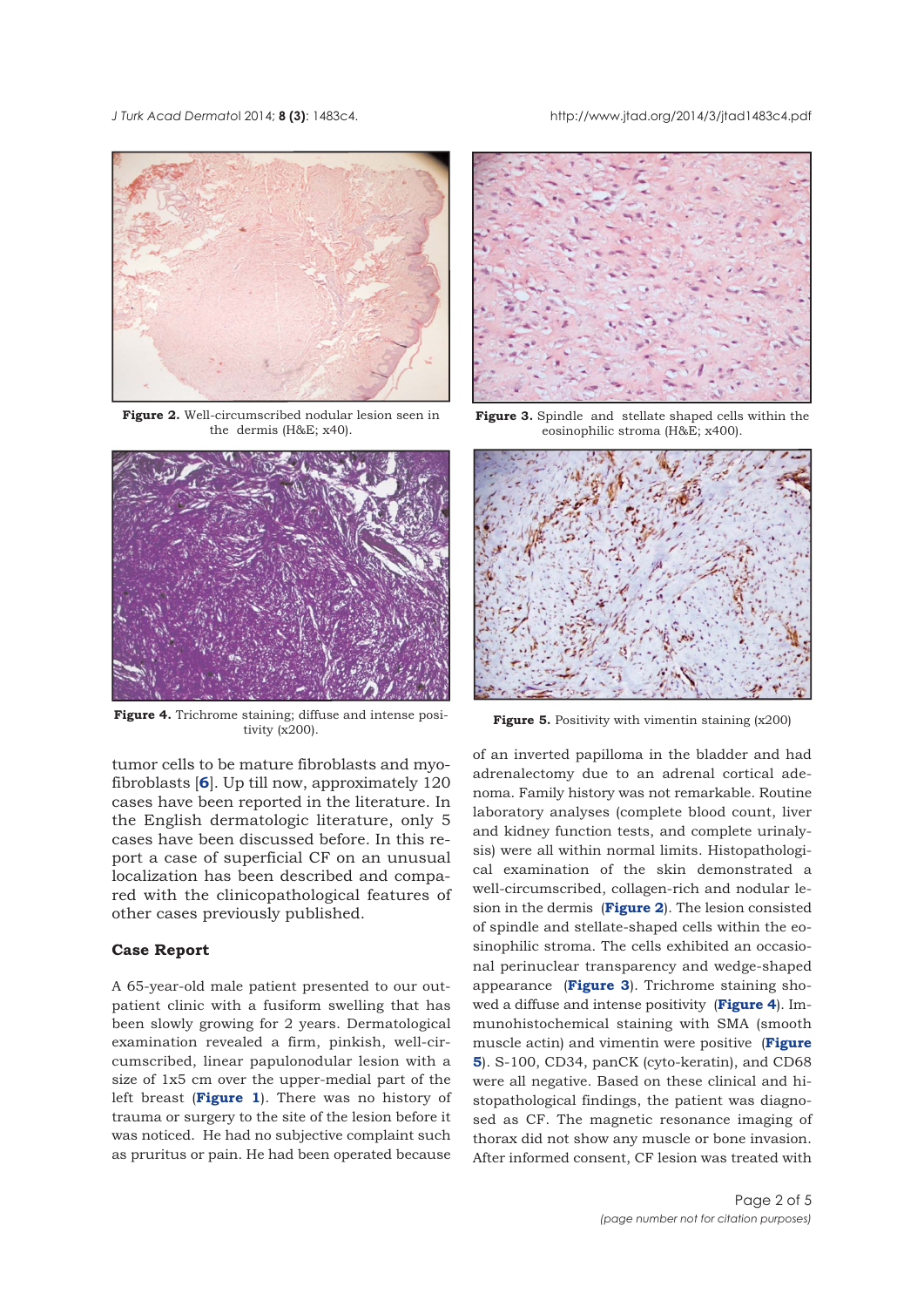Figure 2. Well-circumscribed nodular lesion seen in the dermis (H&E; x40).

Figure 3. Spindle and stellate shaped cells within the eosinophilic stroma (H&E; x400).

Figure 4. Trichrome staining; diffuse and intense positivity (x200).

Figure 5. Positivity with vimentin staining (x200)

tumor cells to be mature fibroblasts and myofibroblasts [6]. Up till now, approximately 120 cases have been reported in the literature. In the English dermatologic literature, only 5 cases have been discussed before. In this report a case of superficial CF on an unusual localization has been described and compared with the clinicopathological features of other cases previously published.

## Case Report

A 65-year-old male patient presented to our outpatient clinic with a fusiform swelling that has been slowly growing for 2 years. Dermatological examination revealed a firm, pinkish, well-circumscribed, linear papulonodular lesion with a size of 1x5 cm over the upper-medial part of the left breast (Figure 1). There was no history of trauma or surgery to the site of the lesion before it was noticed. He had no subjective complaint such as pruritus or pain. He had been operated because of an inverted papilloma in the bladder and had adrenalectomy due to an adrenal cortical adenoma. Family history was not remarkable. Routine laboratory analyses (complete blood count, liver and kidney function tests, and complete urinalysis) were all within normal limits. Histopathological examination of the skin demonstrated a well-circumscribed, collagen-rich and nodular lesion in the dermis (Figure 2). The lesion consisted of spindle and stellate-shaped cells within the eosinophilic stroma. The cells exhibited an occasional perinuclear transparency and wedge-shaped appearance (Figure 3). Trichrome staining showed a diffuse and intense positivity (Figure 4). Immunohistochemical staining with SMA (smooth muscle actin) and vimentin were positive (Figure 5). S-100, CD34, panCK (cyto-keratin), and CD68 were all negative. Based on these clinical and histopathological findings, the patient was diagnosed as CF. The magnetic resonance imaging of thorax did not show any muscle or bone invasion. After informed consent, CF lesion was treated with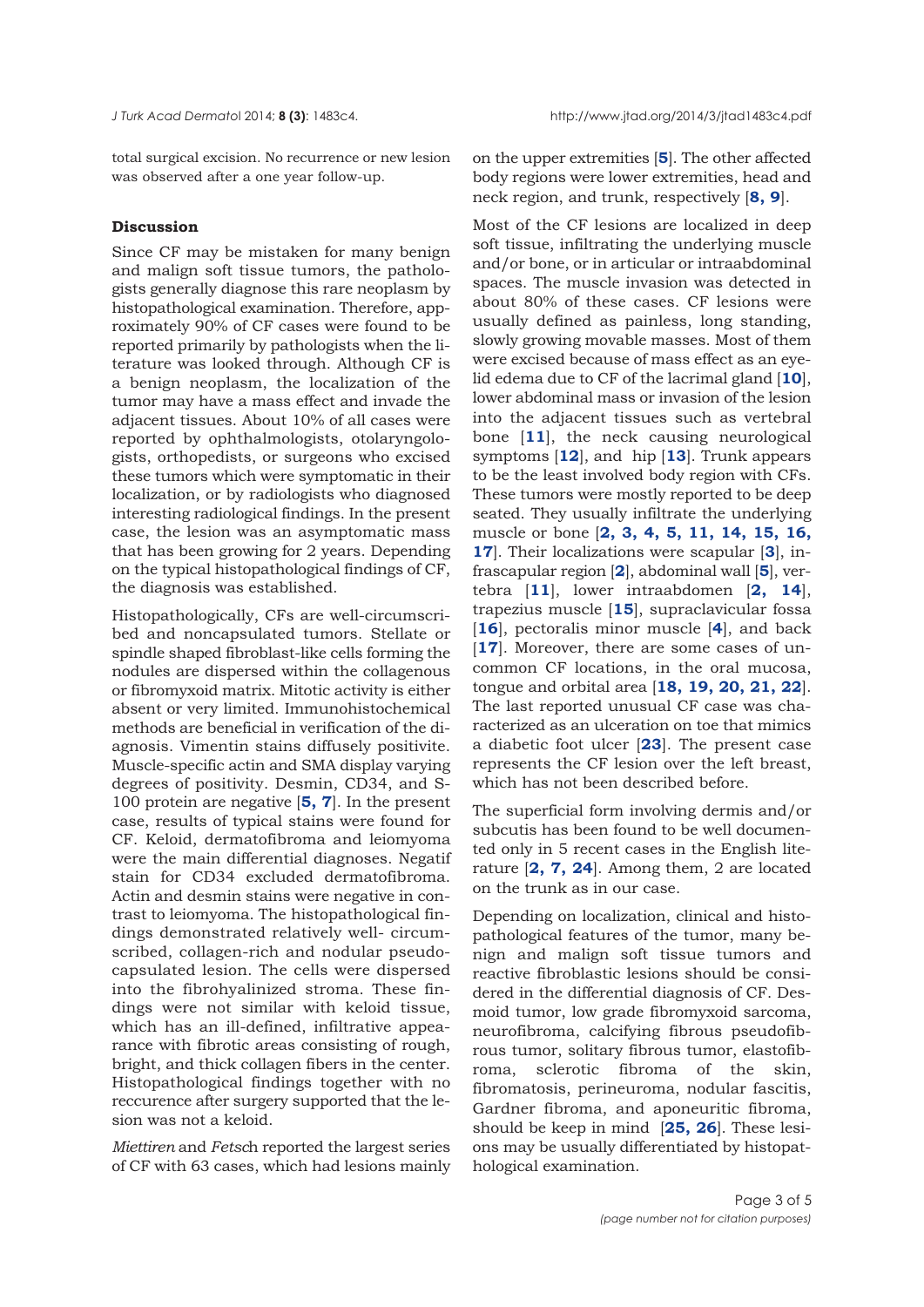total surgical excision. No recurrence or new lesion was observed after a one year follow-up.

## Discussion

Since CF may be mistaken for many benign and malign soft tissue tumors, the pathologists generally diagnose this rare neoplasm by histopathological examination. Therefore, approximately 90% of CF cases were found to be reported primarily by pathologists when the literature was looked through. Although CF is a benign neoplasm, the localization of the tumor may have a mass effect and invade the adjacent tissues. About 10% of all cases were reported by ophthalmologists, otolaryngologists, orthopedists, or surgeons who excised these tumors which were symptomatic in their localization, or by radiologists who diagnosed interesting radiological findings. In the present case, the lesion was an asymptomatic mass that has been growing for 2 years. Depending on the typical histopathological findings of CF, the diagnosis was established.

Histopathologically, CFs are well-circumscribed and noncapsulated tumors. Stellate or spindle shaped fibroblast-like cells forming the nodules are dispersed within the collagenous or fibromyxoid matrix. Mitotic activity is either absent or very limited. Immunohistochemical methods are beneficial in verification of the diagnosis. Vimentin stains diffusely positivite. Muscle-specific actin and SMA display varying degrees of positivity. Desmin, CD34, and S-100 protein are negative [**5, 7**]. In the present case, results of typical stains were found for CF. Keloid, dermatofibroma and leiomyoma were the main differential diagnoses. Negatif stain for CD34 excluded dermatofibroma. Actin and desmin stains were negative in contrast to leiomyoma. The histopathological findings demonstrated relatively well- circumscribed, collagen-rich and nodular pseudocapsulated lesion. The cells were dispersed into the fibrohyalinized stroma. These findings were not similar with keloid tissue, which has an ill-defined, infiltrative appearance with fibrotic areas consisting of rough, bright, and thick collagen fibers in the center. Histopathological findings together with no reccurence after surgery supported that the lesion was not a keloid.

*Miettiren* and *Fetsc*h reported the largest series of CF with 63 cases, which had lesions mainly on the upper extremities [**5**]. The other affected body regions were lower extremities, head and neck region, and trunk, respectively [**8, 9**].

Most of the CF lesions are localized in deep soft tissue, infiltrating the underlying muscle and/or bone, or in articular or intraabdominal spaces. The muscle invasion was detected in about 80% of these cases. CF lesions were usually defined as painless, long standing, slowly growing movable masses. Most of them were excised because of mass effect as an eyelid edema due to CF of the lacrimal gland [**10**], lower abdominal mass or invasion of the lesion into the adjacent tissues such as vertebral bone [**11**], the neck causing neurological symptoms [**12**], and hip [**13**]. Trunk appears to be the least involved body region with CFs. These tumors were mostly reported to be deep seated. They usually infiltrate the underlying muscle or bone [**2, 3, 4, 5, 11, 14, 15, 16, 17**]. Their localizations were scapular [**3**], infrascapular region [**2**], abdominal wall [**5**], vertebra [**11**], lower intraabdomen [**2, 14**], trapezius muscle [**15**], supraclavicular fossa [**16**], pectoralis minor muscle [**4**], and back [**17**]. Moreover, there are some cases of uncommon CF locations, in the oral mucosa, tongue and orbital area [**18, 19, 20, 21, 22**]. The last reported unusual CF case was characterized as an ulceration on toe that mimics a diabetic foot ulcer [**23**]. The present case represents the CF lesion over the left breast, which has not been described before.

The superficial form involving dermis and/or subcutis has been found to be well documented only in 5 recent cases in the English literature [**2, 7, 24**]. Among them, 2 are located on the trunk as in our case.

Depending on localization, clinical and histopathological features of the tumor, many benign and malign soft tissue tumors and reactive fibroblastic lesions should be considered in the differential diagnosis of CF. Desmoid tumor, low grade fibromyxoid sarcoma, neurofibroma, calcifying fibrous pseudofibrous tumor, solitary fibrous tumor, elastofibroma, sclerotic fibroma of the skin, fibromatosis, perineuroma, nodular fascitis, Gardner fibroma, and aponeuritic fibroma, should be keep in mind [**25, 26**]. These lesions may be usually differentiated by histopathological examination.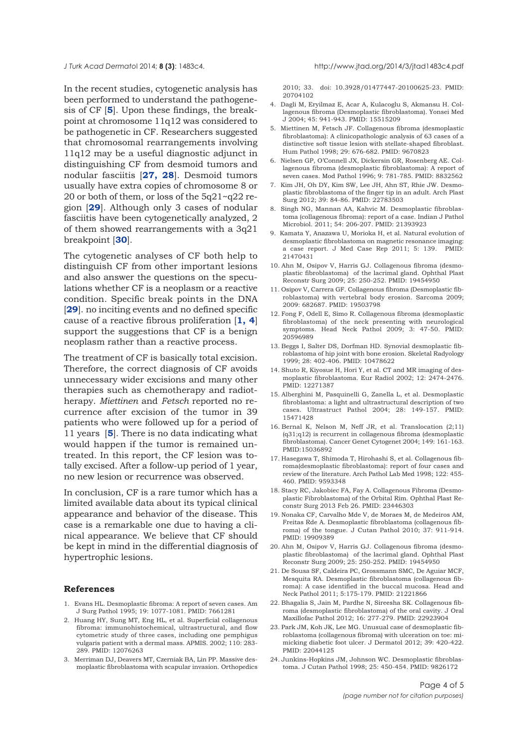In the recent studies, cytogenetic analysis has been performed to understand the pathogenesis of CF [**5**]. Upon these findings, the breakpoint at chromosome 11q12 was considered to be pathogenetic in CF. Researchers suggested that chromosomal rearrangements involving 11q12 may be a useful diagnostic adjunct in distinguishing CF from desmoid tumors and nodular fasciitis [**27, 28**]. Desmoid tumors usually have extra copies of chromosome 8 or 20 or both of them, or loss of the 5q21~q22 region [**29**]. Although only 3 cases of nodular fasciitis have been cytogenetically analyzed, 2 of them showed rearrangements with a 3q21 breakpoint [**30**].

The cytogenetic analyses of CF both help to distinguish CF from other important lesions and also answer the questions on the speculations whether CF is a neoplasm or a reactive condition. Specific break points in the DNA [**29**]. no inciting events and no defined specific cause of a reactive fibrous proliferation [**1, 4**] support the suggestions that CF is a benign neoplasm rather than a reactive process.

The treatment of CF is basically total excision. Therefore, the correct diagnosis of CF avoids unnecessary wider excisions and many other therapies such as chemotherapy and radiotherapy. *Miettinen* and *Fetsch* reported no recurrence after excision of the tumor in 39 patients who were followed up for a period of 11 years [**5**]. There is no data indicating what would happen if the tumor is remained untreated. In this report, the CF lesion was totally excised. After a follow-up period of 1 year, no new lesion or recurrence was observed.

In conclusion, CF is a rare tumor which has a limited available data about its typical clinical appearance and behavior of the disease. This case is a remarkable one due to having a clinical appearance. We believe that CF should be kept in mind in the differential diagnosis of hypertrophic lesions.

## References

1. Evans HL. Desmoplastic fibroma: A report of seven cases. Am J Surg Pathol 1995; 19: 1077-1081. PMID: 7661281
2. Huang HY, Sung MT, Eng HL, et al. Superficial collagenous fibroma: immunohistochemical, ultrastructural, and flow cytometric study of three cases, including one pemphigus vulgaris patient with a dermal mass. APMIS. 2002; 110: 283-289. PMID: 12076263
3. Merriman DJ, Deavers MT, Czerniak BA, Lin PP. Massive desmoplastic fibroblastoma with scapular invasion. Orthopedics 2010; 33. doi: 10.3928/01477447-20100625-23. PMID: 20704102
4. Dagli M, Eryilmaz E, Acar A, Kulacoglu S, Akmansu H. Collagenous fibroma (Desmoplastic fibroblastoma). Yonsei Med J 2004; 45: 941-943. PMID: 15515209
5. Miettinen M, Fetsch JF. Collagenous fibroma (desmoplastic fibroblastoma): A clinicopathologic analysis of 63 cases of a distinctive soft tissue lesion with stellate-shaped fibroblast. Hum Pathol 1998; 29: 676-682. PMID: 9670823
6. Nielsen GP, O'Connell JX, Dickersin GR, Rosenberg AE. Collagenous fibroma (desmoplastic fibroblastoma): A report of seven cases. Mod Pathol 1996; 9: 781-785. PMID: 8832562
7. Kim JH, Oh DY, Kim SW, Lee JH, Ahn ST, Rhie JW. Desmoplastic fibroblastoma of the finger tip in an adult. Arch Plast Surg 2012; 39: 84-86. PMID: 22783503
8. Singh NG, Mannan AA, Kahvic M. Desmoplastic fibroblastoma (collagenous fibroma): report of a case. Indian J Pathol Microbiol. 2011; 54: 206-207. PMID: 21393923
9. Kamata Y, Anazawa U, Morioka H, et al. Natural evolution of desmoplastic fibroblastoma on magnetic resonance imaging: a case report. J Med Case Rep 2011; 5: 139. PMID: 21470431
10. Ahn M, Osipov V, Harris GJ. Collagenous fibroma (desmoplastic fibroblastoma) of the lacrimal gland. Ophthal Plast Reconstr Surg 2009; 25: 250-252. PMID: 19454950
11. Osipov V, Carrera GF. Collagenous fibroma (Desmoplastic fibroblastoma) with vertebral body erosion. Sarcoma 2009; 2009: 682687. PMID: 19503798
12. Fong F, Odell E, Simo R. Collagenous fibroma (desmoplastic fibroblastoma) of the neck presenting with neurological symptoms. Head Neck Pathol 2009; 3: 47-50. PMID: 20596989
13. Beggs I, Salter DS, Dorfman HD. Synovial desmoplastic fibroblastoma of hip joint with bone erosion. Skeletal Radyology 1999; 28: 402-406. PMID: 10478622
14. Shuto R, Kiyosue H, Hori Y, et al. CT and MR imaging of desmoplastic fibroblastoma. Eur Radiol 2002; 12: 2474-2476. PMID: 12271387
15. Alberghini M, Pasquinelli G, Zanella L, et al. Desmoplastic fibroblastoma: a light and ultrastructural description of two cases. Ultrastruct Pathol 2004; 28: 149-157. PMID: 15471428
16. Bernal K, Nelson M, Neff JR, et al. Translocation (2;11)(q31;q12) is recurrent in collagenous fibroma (desmoplastic fibroblastoma). Cancer Genet Cytogenet 2004; 149: 161-163. PMID:15036892
17. Hasegawa T, Shimoda T, Hirohashi S, et al. Collagenous fibroma(desmoplastic fibroblastoma): report of four cases and review of the literature. Arch Pathol Lab Med 1998; 122: 455-460. PMID: 9593348
18. Stacy RC, Jakobiec FA, Fay A. Collagenous Fibroma (Desmoplastic Fibroblastoma) of the Orbital Rim. Ophthal Plast Reconstr Surg 2013 Feb 26. PMID: 23446303
19. Nonaka CF, Carvalho Mde V, de Moraes M, de Medeiros AM, Freitas Rde A. Desmoplastic fibroblastoma (collagenous fibroma) of the tongue. J Cutan Pathol 2010; 37: 911-914. PMID: 19909389
20. Ahn M, Osipov V, Harris GJ. Collagenous fibroma (desmoplastic fibroblastoma) of the lacrimal gland. Ophthal Plast Reconstr Surg 2009; 25: 250-252. PMID: 19454950
21. De Sousa SF, Caldeira PC, Grossmann SMC, De Aguiar MCF, Mesquita RA. Desmoplastic fibroblastoma (collagenous fibroma): A case identified in the buccal mucosa. Head and Neck Pathol 2011; 5:175-179. PMID: 21221866
22. Bhagalia S, Jain M, Pardhe N, Sireesha SK. Collagenous fibroma (desmoplastic fibroblastoma) of the oral cavity. J Oral Maxillofac Pathol 2012; 16: 277-279. PMID: 22923904
23. Park JM, Koh JK, Lee MG. Unusual case of desmoplastic fibroblastoma (collagenous fibroma) with ulceration on toe: mimicking diabetic foot ulcer. J Dermatol 2012; 39: 420-422. PMID: 22044125
24. Junkins-Hopkins JM, Johnson WC. Desmoplastic fibroblastoma. J Cutan Pathol 1998; 25: 450-454. PMID: 9826172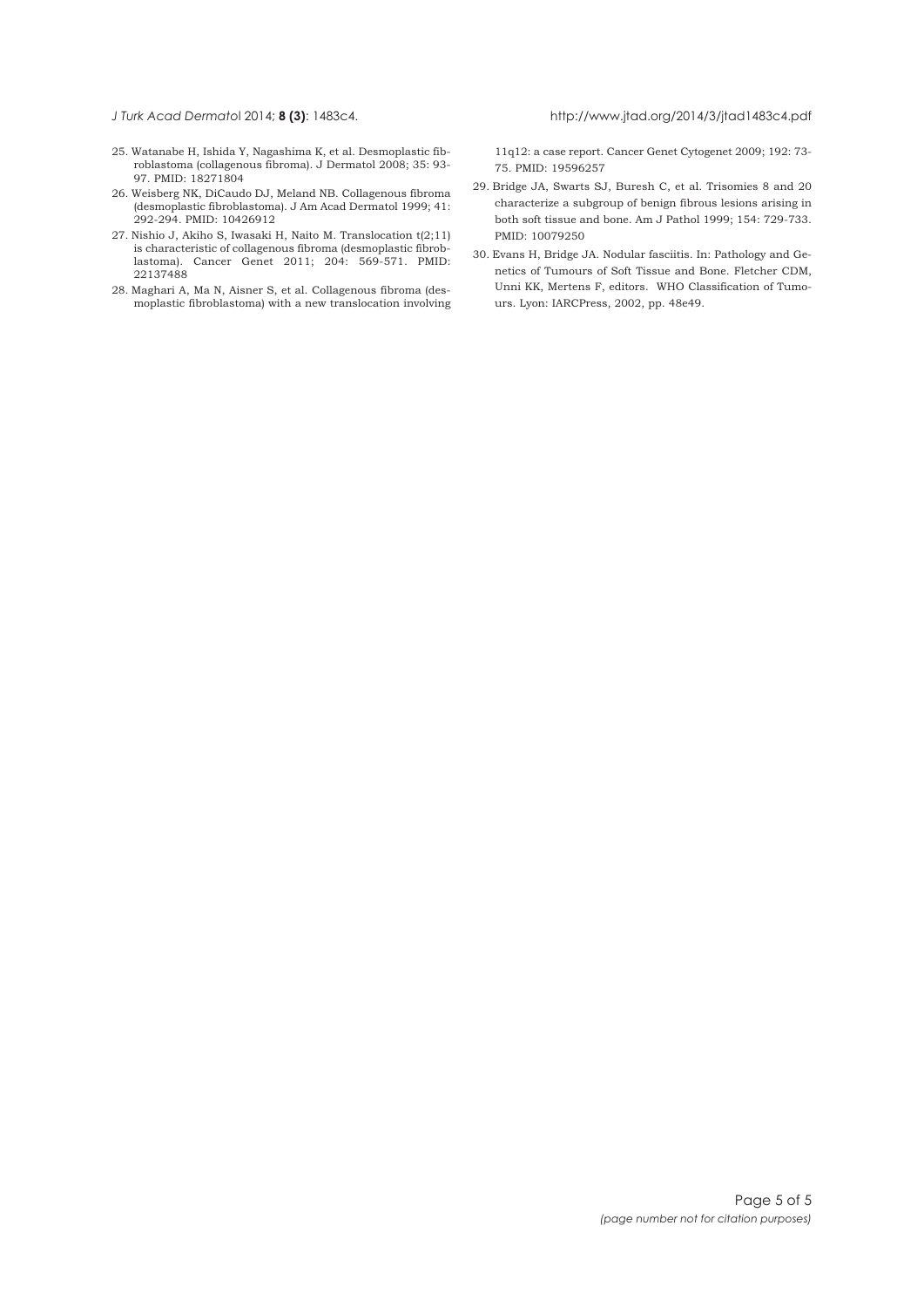25. Watanabe H, Ishida Y, Nagashima K, et al. Desmoplastic fibroblastoma (collagenous fibroma). J Dermatol 2008; 35: 93-97. PMID: 18271804

26. Weisberg NK, DiCaudo DJ, Meland NB. Collagenous fibroma (desmoplastic fibroblastoma). J Am Acad Dermatol 1999; 41: 292-294. PMID: 10426912

27. Nishio J, Akiho S, Iwasaki H, Naito M. Translocation t(2;11) is characteristic of collagenous fibroma (desmoplastic fibroblastoma). Cancer Genet 2011; 204: 569-571. PMID: 22137488

28. Maghari A, Ma N, Aisner S, et al. Collagenous fibroma (desmoplastic fibroblastoma) with a new translocation involving 11q12: a case report. Cancer Genet Cytogenet 2009; 192: 73-75. PMID: 19596257

29. Bridge JA, Swarts SJ, Buresh C, et al. Trisomies 8 and 20 characterize a subgroup of benign fibrous lesions arising in both soft tissue and bone. Am J Pathol 1999; 154: 729-733. PMID: 10079250

30. Evans H, Bridge JA. Nodular fasciitis. In: Pathology and Genetics of Tumours of Soft Tissue and Bone. Fletcher CDM, Unni KK, Mertens F, editors. WHO Classification of Tumours. Lyon: IARCPress, 2002, pp. 48e49.